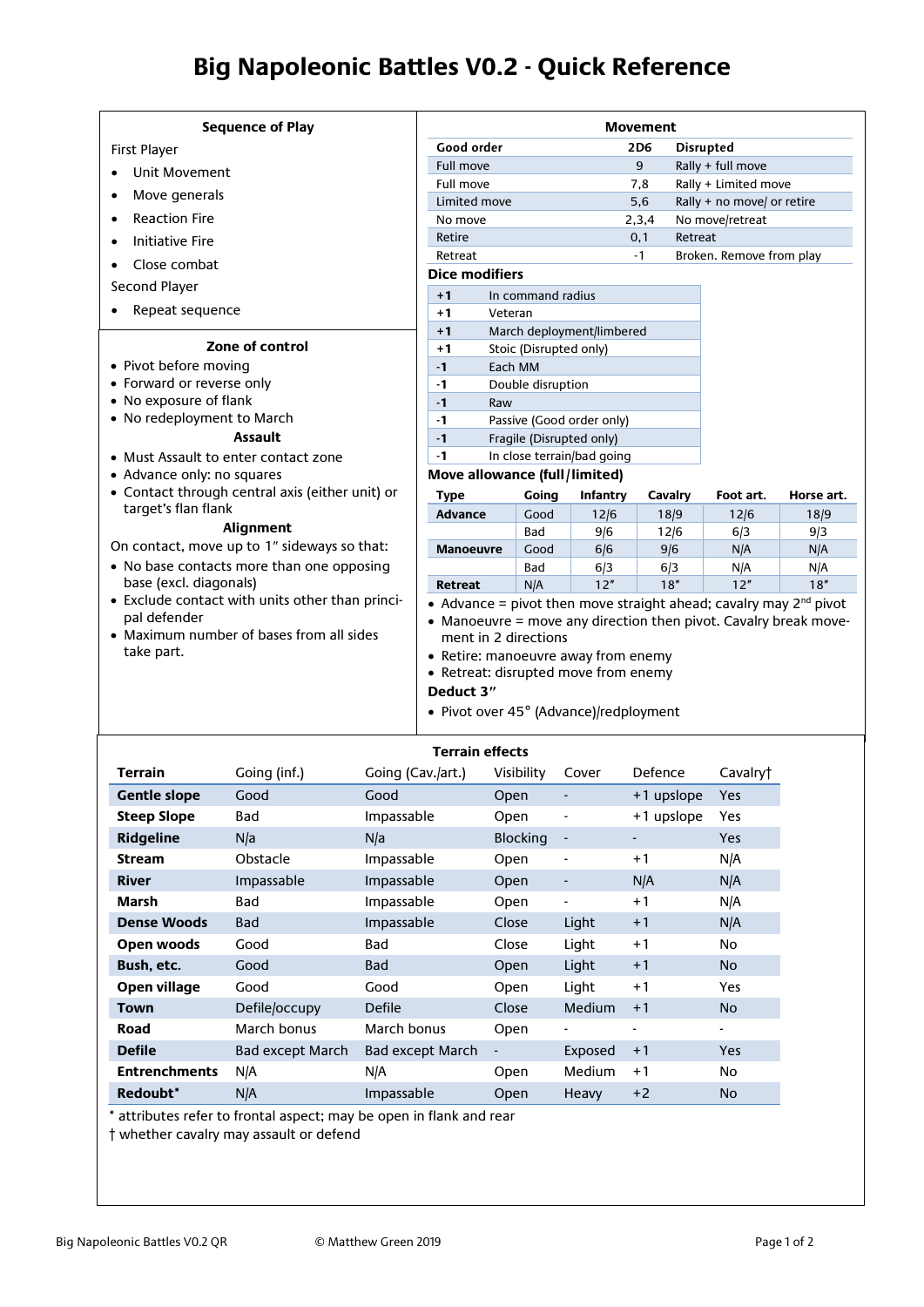# Big Napoleonic Battles V0.2 - Quick Reference

## Sequence of Play

First Player

- Unit Movement
- Move generals
- Reaction Fire
- Initiative Fire
- Close combat

Second Player

- Repeat sequence

## Zone of control

- Pivot before moving
- Forward or reverse only
- No exposure of flank
- No redeployment to March

### Assault

- Must Assault to enter contact zone
- Advance only: no squares
- Contact through central axis (either unit) or target's flan flank

### Alignment

On contact, move up to 1″ sideways so that:

- No base contacts more than one opposing base (excl. diagonals)
- Exclude contact with units other than principal defender
- Maximum number of bases from all sides take part.

## Movement

| Good order | 2D6 | Disrupted |
|---|---|---|
| Full move | 9 | Rally + full move |
| Full move | 7,8 | Rally + Limited move |
| Limited move | 5,6 | Rally + no move/ or retire |
| No move | 2,3,4 | No move/retreat |
| Retire | 0,1 | Retreat |
| Retreat | -1 | Broken. Remove from play |

### Dice modifiers

| | |
|---|---|
| +1 | In command radius |
| +1 | Veteran |
| +1 | March deployment/limbered |
| +1 | Stoic (Disrupted only) |
| -1 | Each MM |
| -1 | Double disruption |
| -1 | Raw |
| -1 | Passive (Good order only) |
| -1 | Fragile (Disrupted only) |
| -1 | In close terrain/bad going |

### Move allowance (full/limited)

| Type | Going | Infantry | Cavalry | Foot art. | Horse art. |
|---|---|---|---|---|---|
| Advance | Good | 12/6 | 18/9 | 12/6 | 18/9 |
| | Bad | 9/6 | 12/6 | 6/3 | 9/3 |
| Manoeuvre | Good | 6/6 | 9/6 | N/A | N/A |
| | Bad | 6/3 | 6/3 | N/A | N/A |
| Retreat | N/A | 12″ | 18″ | 12″ | 18″ |

- Advance = pivot then move straight ahead; cavalry may 2nd pivot
- Manoeuvre = move any direction then pivot. Cavalry break movement in 2 directions
- Retire: manoeuvre away from enemy
- Retreat: disrupted move from enemy

**Deduct 3″**

- Pivot over 45° (Advance)/redployment

## Terrain effects

| Terrain | Going (inf.) | Going (Cav./art.) | Visibility | Cover | Defence | Cavalry† |
|---|---|---|---|---|---|---|
| **Gentle slope** | Good | Good | Open | - | +1 upslope | Yes |
| **Steep Slope** | Bad | Impassable | Open | - | +1 upslope | Yes |
| **Ridgeline** | N/a | N/a | Blocking | - | - | Yes |
| **Stream** | Obstacle | Impassable | Open | - | +1 | N/A |
| **River** | Impassable | Impassable | Open | - | N/A | N/A |
| **Marsh** | Bad | Impassable | Open | - | +1 | N/A |
| **Dense Woods** | Bad | Impassable | Close | Light | +1 | N/A |
| **Open woods** | Good | Bad | Close | Light | +1 | No |
| **Bush, etc.** | Good | Bad | Open | Light | +1 | No |
| **Open village** | Good | Good | Open | Light | +1 | Yes |
| **Town** | Defile/occupy | Defile | Close | Medium | +1 | No |
| **Road** | March bonus | March bonus | Open | - | - | - |
| **Defile** | Bad except March | Bad except March | - | Exposed | +1 | Yes |
| **Entrenchments** | N/A | N/A | Open | Medium | +1 | No |
| **Redoubt*** | N/A | Impassable | Open | Heavy | +2 | No |

* attributes refer to frontal aspect; may be open in flank and rear

† whether cavalry may assault or defend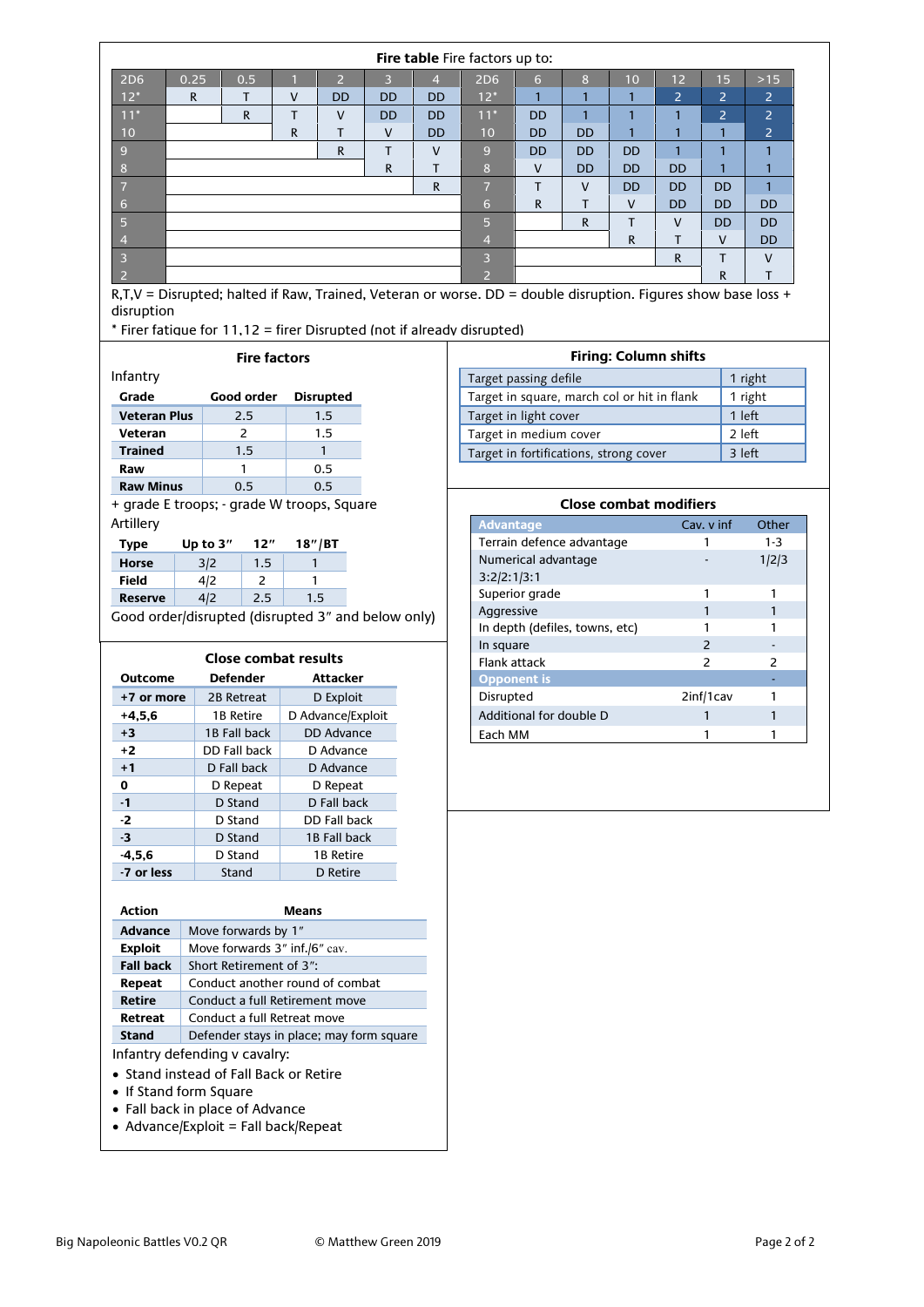**Fire table** Fire factors up to:

| 2D6 | 0.25 | 0.5 | 1 | 2 | 3 | 4 | 2D6 | 6 | 8 | 10 | 12 | 15 | >15 |
|---|---|---|---|---|---|---|---|---|---|---|---|---|---|
| 12* | R | T | V | DD | DD | DD | 12* | 1 | 1 | 1 | 2 | 2 | 2 |
| 11* | | R | T | V | DD | DD | 11* | DD | 1 | 1 | 1 | 2 | 2 |
| 10 | | | R | T | V | DD | 10 | DD | DD | 1 | 1 | 1 | 2 |
| 9 | | | | R | T | V | 9 | DD | DD | DD | 1 | 1 | 1 |
| 8 | | | | | R | T | 8 | V | DD | DD | DD | 1 | 1 |
| 7 | | | | | | R | 7 | T | V | DD | DD | DD | 1 |
| 6 | | | | | | | 6 | R | T | V | DD | DD | DD |
| 5 | | | | | | | 5 | | R | T | V | DD | DD |
| 4 | | | | | | | 4 | | | R | T | V | DD |
| 3 | | | | | | | 3 | | | | R | T | V |
| 2 | | | | | | | 2 | | | | | R | T |

R,T,V = Disrupted; halted if Raw, Trained, Veteran or worse. DD = double disruption. Figures show base loss + disruption

\* Firer fatigue for 11,12 = firer Disrupted (not if already disrupted)

### Fire factors

Infantry

| Grade | Good order | Disrupted |
|---|---|---|
| **Veteran Plus** | 2.5 | 1.5 |
| **Veteran** | 2 | 1.5 |
| **Trained** | 1.5 | 1 |
| **Raw** | 1 | 0.5 |
| **Raw Minus** | 0.5 | 0.5 |

+ grade E troops; - grade W troops, Square

Artillery

| Type | Up to 3″ | 12″ | 18″/BT |
|---|---|---|---|
| **Horse** | 3/2 | 1.5 | 1 |
| **Field** | 4/2 | 2 | 1 |
| **Reserve** | 4/2 | 2.5 | 1.5 |

Good order/disrupted (disrupted 3″ and below only)

### Firing: Column shifts

| | |
|---|---|
| Target passing defile | 1 right |
| Target in square, march col or hit in flank | 1 right |
| Target in light cover | 1 left |
| Target in medium cover | 2 left |
| Target in fortifications, strong cover | 3 left |

### Close combat modifiers

| Advantage | Cav. v inf | Other |
|---|---|---|
| Terrain defence advantage | 1 | 1-3 |
| Numerical advantage 3:2/2:1/3:1 | - | 1/2/3 |
| Superior grade | 1 | 1 |
| Aggressive | 1 | 1 |
| In depth (defiles, towns, etc) | 1 | 1 |
| In square | 2 | - |
| Flank attack | 2 | 2 |
| **Opponent is** | | - |
| Disrupted | 2inf/1cav | 1 |
| Additional for double D | 1 | 1 |
| Each MM | 1 | 1 |

### Close combat results

| Outcome | Defender | Attacker |
|---|---|---|
| **+7 or more** | 2B Retreat | D Exploit |
| **+4,5,6** | 1B Retire | D Advance/Exploit |
| **+3** | 1B Fall back | DD Advance |
| **+2** | DD Fall back | D Advance |
| **+1** | D Fall back | D Advance |
| **0** | D Repeat | D Repeat |
| **-1** | D Stand | D Fall back |
| **-2** | D Stand | DD Fall back |
| **-3** | D Stand | 1B Fall back |
| **-4,5,6** | D Stand | 1B Retire |
| **-7 or less** | Stand | D Retire |

| Action | Means |
|---|---|
| **Advance** | Move forwards by 1″ |
| **Exploit** | Move forwards 3″ inf./6″ cav. |
| **Fall back** | Short Retirement of 3″: |
| **Repeat** | Conduct another round of combat |
| **Retire** | Conduct a full Retirement move |
| **Retreat** | Conduct a full Retreat move |
| **Stand** | Defender stays in place; may form square |

Infantry defending v cavalry:

- Stand instead of Fall Back or Retire
- If Stand form Square
- Fall back in place of Advance
- Advance/Exploit = Fall back/Repeat